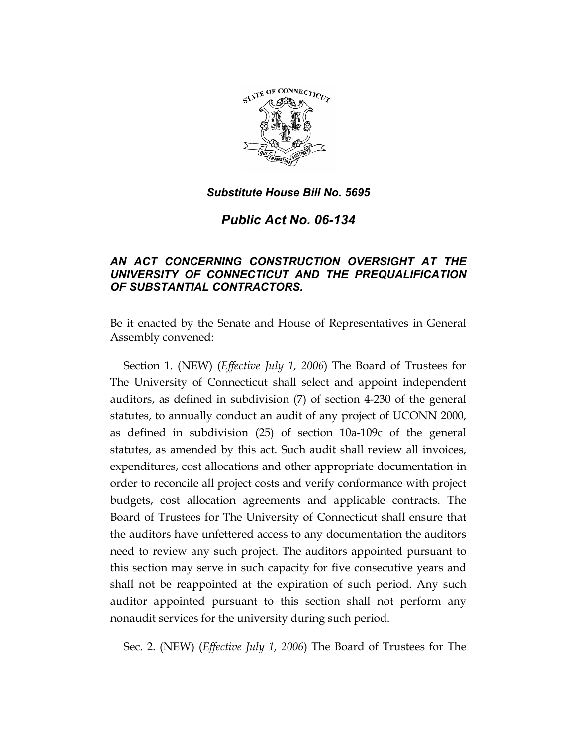***Substitute House Bill No. 5695***

# *Public Act No. 06-134*

## *AN ACT CONCERNING CONSTRUCTION OVERSIGHT AT THE UNIVERSITY OF CONNECTICUT AND THE PREQUALIFICATION OF SUBSTANTIAL CONTRACTORS.*

Be it enacted by the Senate and House of Representatives in General Assembly convened:

Section 1. (NEW) (*Effective July 1, 2006*) The Board of Trustees for The University of Connecticut shall select and appoint independent auditors, as defined in subdivision (7) of section 4-230 of the general statutes, to annually conduct an audit of any project of UCONN 2000, as defined in subdivision (25) of section 10a-109c of the general statutes, as amended by this act. Such audit shall review all invoices, expenditures, cost allocations and other appropriate documentation in order to reconcile all project costs and verify conformance with project budgets, cost allocation agreements and applicable contracts. The Board of Trustees for The University of Connecticut shall ensure that the auditors have unfettered access to any documentation the auditors need to review any such project. The auditors appointed pursuant to this section may serve in such capacity for five consecutive years and shall not be reappointed at the expiration of such period. Any such auditor appointed pursuant to this section shall not perform any nonaudit services for the university during such period.

Sec. 2. (NEW) (*Effective July 1, 2006*) The Board of Trustees for The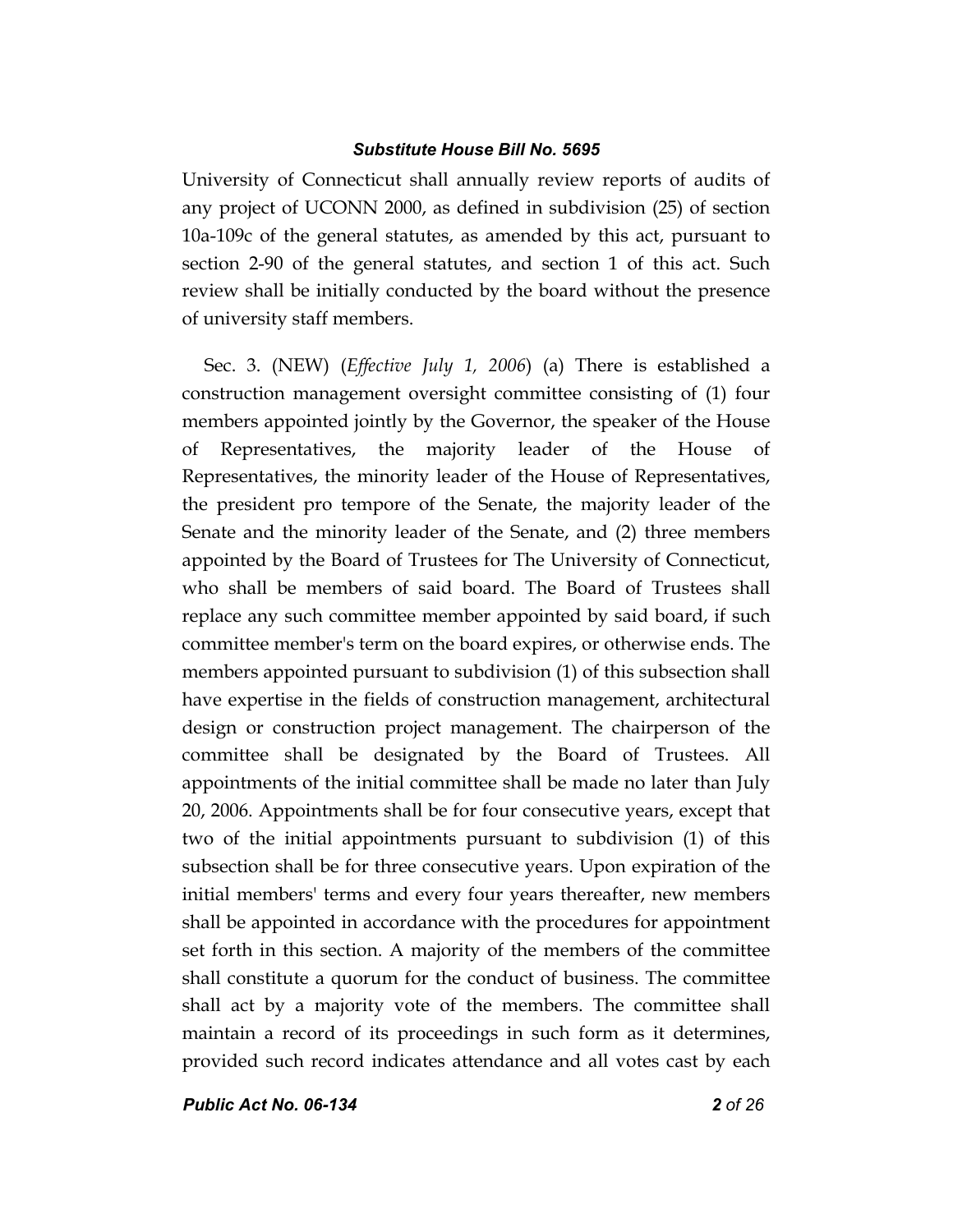University of Connecticut shall annually review reports of audits of any project of UCONN 2000, as defined in subdivision (25) of section 10a-109c of the general statutes, as amended by this act, pursuant to section 2-90 of the general statutes, and section 1 of this act. Such review shall be initially conducted by the board without the presence of university staff members.

Sec. 3. (NEW) (*Effective July 1, 2006*) (a) There is established a construction management oversight committee consisting of (1) four members appointed jointly by the Governor, the speaker of the House of Representatives, the majority leader of the House of Representatives, the minority leader of the House of Representatives, the president pro tempore of the Senate, the majority leader of the Senate and the minority leader of the Senate, and (2) three members appointed by the Board of Trustees for The University of Connecticut, who shall be members of said board. The Board of Trustees shall replace any such committee member appointed by said board, if such committee member's term on the board expires, or otherwise ends. The members appointed pursuant to subdivision (1) of this subsection shall have expertise in the fields of construction management, architectural design or construction project management. The chairperson of the committee shall be designated by the Board of Trustees. All appointments of the initial committee shall be made no later than July 20, 2006. Appointments shall be for four consecutive years, except that two of the initial appointments pursuant to subdivision (1) of this subsection shall be for three consecutive years. Upon expiration of the initial members' terms and every four years thereafter, new members shall be appointed in accordance with the procedures for appointment set forth in this section. A majority of the members of the committee shall constitute a quorum for the conduct of business. The committee shall act by a majority vote of the members. The committee shall maintain a record of its proceedings in such form as it determines, provided such record indicates attendance and all votes cast by each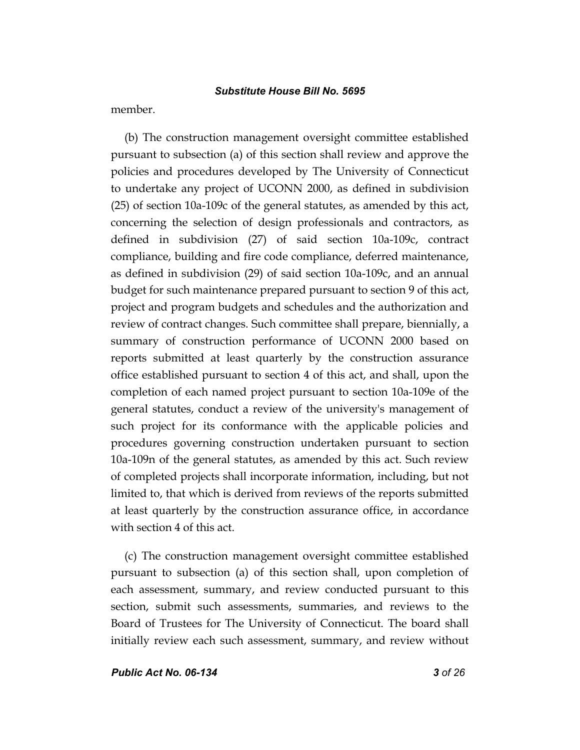member.

(b) The construction management oversight committee established pursuant to subsection (a) of this section shall review and approve the policies and procedures developed by The University of Connecticut to undertake any project of UCONN 2000, as defined in subdivision (25) of section 10a-109c of the general statutes, as amended by this act, concerning the selection of design professionals and contractors, as defined in subdivision (27) of said section 10a-109c, contract compliance, building and fire code compliance, deferred maintenance, as defined in subdivision (29) of said section 10a-109c, and an annual budget for such maintenance prepared pursuant to section 9 of this act, project and program budgets and schedules and the authorization and review of contract changes. Such committee shall prepare, biennially, a summary of construction performance of UCONN 2000 based on reports submitted at least quarterly by the construction assurance office established pursuant to section 4 of this act, and shall, upon the completion of each named project pursuant to section 10a-109e of the general statutes, conduct a review of the university's management of such project for its conformance with the applicable policies and procedures governing construction undertaken pursuant to section 10a-109n of the general statutes, as amended by this act. Such review of completed projects shall incorporate information, including, but not limited to, that which is derived from reviews of the reports submitted at least quarterly by the construction assurance office, in accordance with section 4 of this act.

(c) The construction management oversight committee established pursuant to subsection (a) of this section shall, upon completion of each assessment, summary, and review conducted pursuant to this section, submit such assessments, summaries, and reviews to the Board of Trustees for The University of Connecticut. The board shall initially review each such assessment, summary, and review without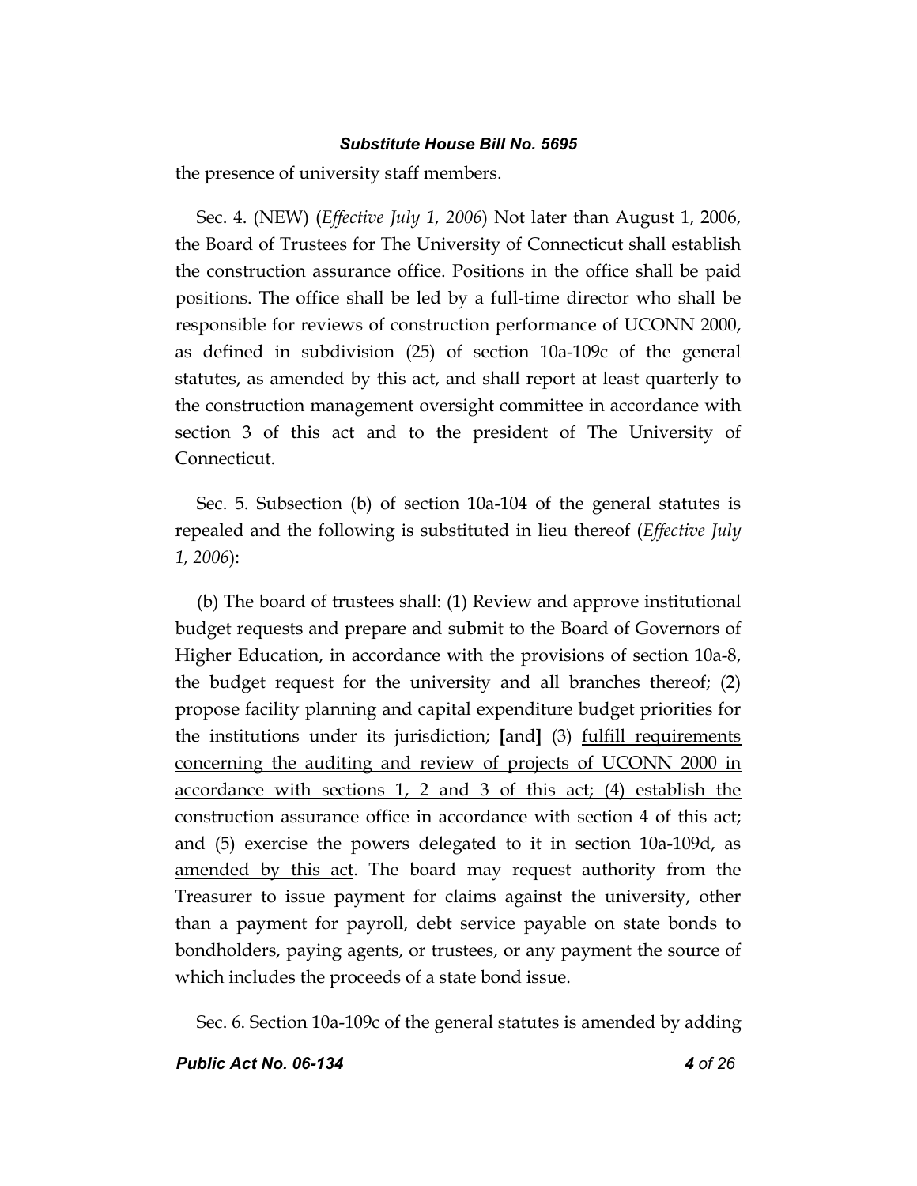the presence of university staff members.

Sec. 4. (NEW) (*Effective July 1, 2006*) Not later than August 1, 2006, the Board of Trustees for The University of Connecticut shall establish the construction assurance office. Positions in the office shall be paid positions. The office shall be led by a full-time director who shall be responsible for reviews of construction performance of UCONN 2000, as defined in subdivision (25) of section 10a-109c of the general statutes, as amended by this act, and shall report at least quarterly to the construction management oversight committee in accordance with section 3 of this act and to the president of The University of Connecticut.

Sec. 5. Subsection (b) of section 10a-104 of the general statutes is repealed and the following is substituted in lieu thereof (*Effective July 1, 2006*):

(b) The board of trustees shall: (1) Review and approve institutional budget requests and prepare and submit to the Board of Governors of Higher Education, in accordance with the provisions of section 10a-8, the budget request for the university and all branches thereof; (2) propose facility planning and capital expenditure budget priorities for the institutions under its jurisdiction; **[**and**]** (3) <u>fulfill requirements concerning the auditing and review of projects of UCONN 2000 in accordance with sections 1, 2 and 3 of this act; (4) establish the construction assurance office in accordance with section 4 of this act; and (5)</u> exercise the powers delegated to it in section 10a-109d<u>, as amended by this act</u>. The board may request authority from the Treasurer to issue payment for claims against the university, other than a payment for payroll, debt service payable on state bonds to bondholders, paying agents, or trustees, or any payment the source of which includes the proceeds of a state bond issue.

Sec. 6. Section 10a-109c of the general statutes is amended by adding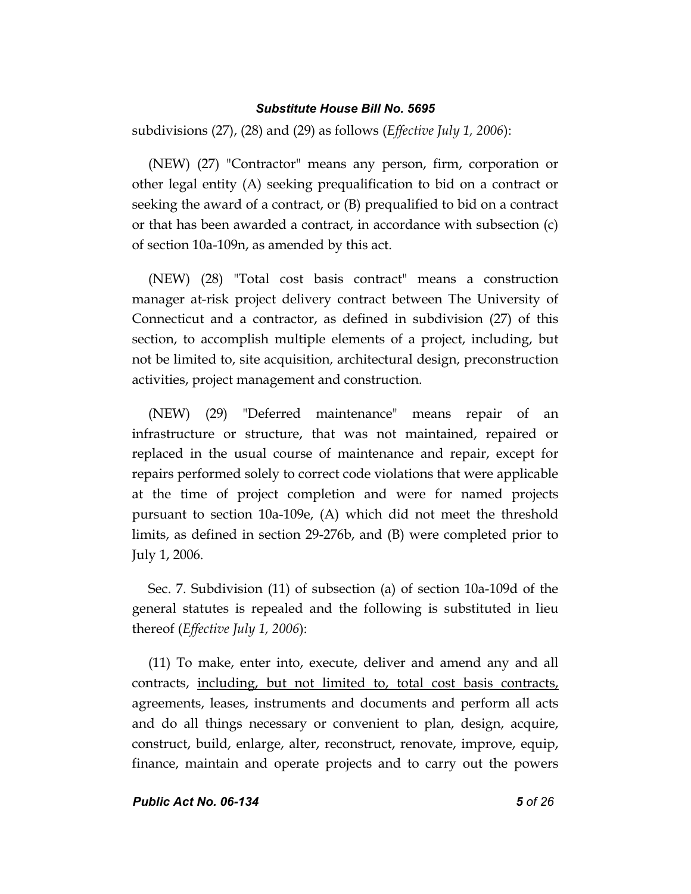subdivisions (27), (28) and (29) as follows (*Effective July 1, 2006*):

(NEW) (27) "Contractor" means any person, firm, corporation or other legal entity (A) seeking prequalification to bid on a contract or seeking the award of a contract, or (B) prequalified to bid on a contract or that has been awarded a contract, in accordance with subsection (c) of section 10a-109n, as amended by this act.

(NEW) (28) "Total cost basis contract" means a construction manager at-risk project delivery contract between The University of Connecticut and a contractor, as defined in subdivision (27) of this section, to accomplish multiple elements of a project, including, but not be limited to, site acquisition, architectural design, preconstruction activities, project management and construction.

(NEW) (29) "Deferred maintenance" means repair of an infrastructure or structure, that was not maintained, repaired or replaced in the usual course of maintenance and repair, except for repairs performed solely to correct code violations that were applicable at the time of project completion and were for named projects pursuant to section 10a-109e, (A) which did not meet the threshold limits, as defined in section 29-276b, and (B) were completed prior to July 1, 2006.

Sec. 7. Subdivision (11) of subsection (a) of section 10a-109d of the general statutes is repealed and the following is substituted in lieu thereof (*Effective July 1, 2006*):

(11) To make, enter into, execute, deliver and amend any and all contracts, <u>including, but not limited to, total cost basis contracts,</u> agreements, leases, instruments and documents and perform all acts and do all things necessary or convenient to plan, design, acquire, construct, build, enlarge, alter, reconstruct, renovate, improve, equip, finance, maintain and operate projects and to carry out the powers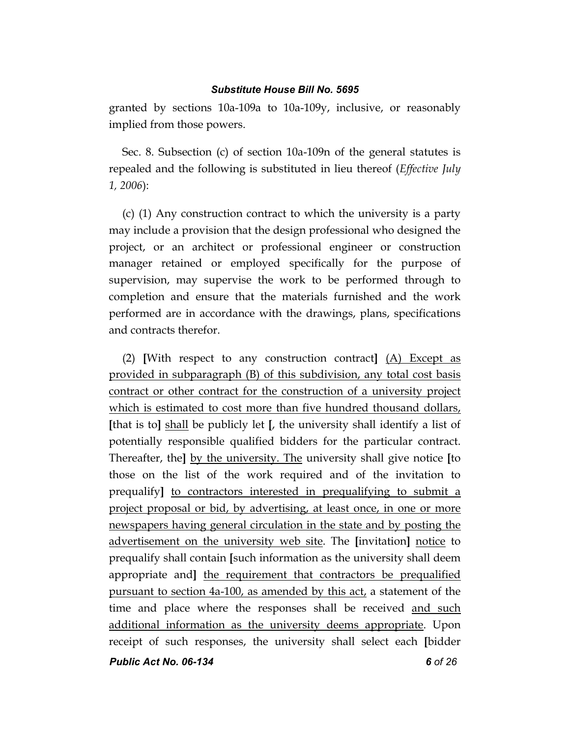granted by sections 10a-109a to 10a-109y, inclusive, or reasonably implied from those powers.

Sec. 8. Subsection (c) of section 10a-109n of the general statutes is repealed and the following is substituted in lieu thereof (*Effective July 1, 2006*):

(c) (1) Any construction contract to which the university is a party may include a provision that the design professional who designed the project, or an architect or professional engineer or construction manager retained or employed specifically for the purpose of supervision, may supervise the work to be performed through to completion and ensure that the materials furnished and the work performed are in accordance with the drawings, plans, specifications and contracts therefor.

(2) **[**With respect to any construction contract**]** <u>(A) Except as provided in subparagraph (B) of this subdivision, any total cost basis contract or other contract for the construction of a university project which is estimated to cost more than five hundred thousand dollars,</u> **[**that is to**]** <u>shall</u> be publicly let **[**, the university shall identify a list of potentially responsible qualified bidders for the particular contract. Thereafter, the**]** <u>by the university. The</u> university shall give notice **[**to those on the list of the work required and of the invitation to prequalify**]** <u>to contractors interested in prequalifying to submit a project proposal or bid, by advertising, at least once, in one or more newspapers having general circulation in the state and by posting the advertisement on the university web site</u>. The **[**invitation**]** <u>notice</u> to prequalify shall contain **[**such information as the university shall deem appropriate and**]** <u>the requirement that contractors be prequalified pursuant to section 4a-100, as amended by this act,</u> a statement of the time and place where the responses shall be received <u>and such additional information as the university deems appropriate</u>. Upon receipt of such responses, the university shall select each **[**bidder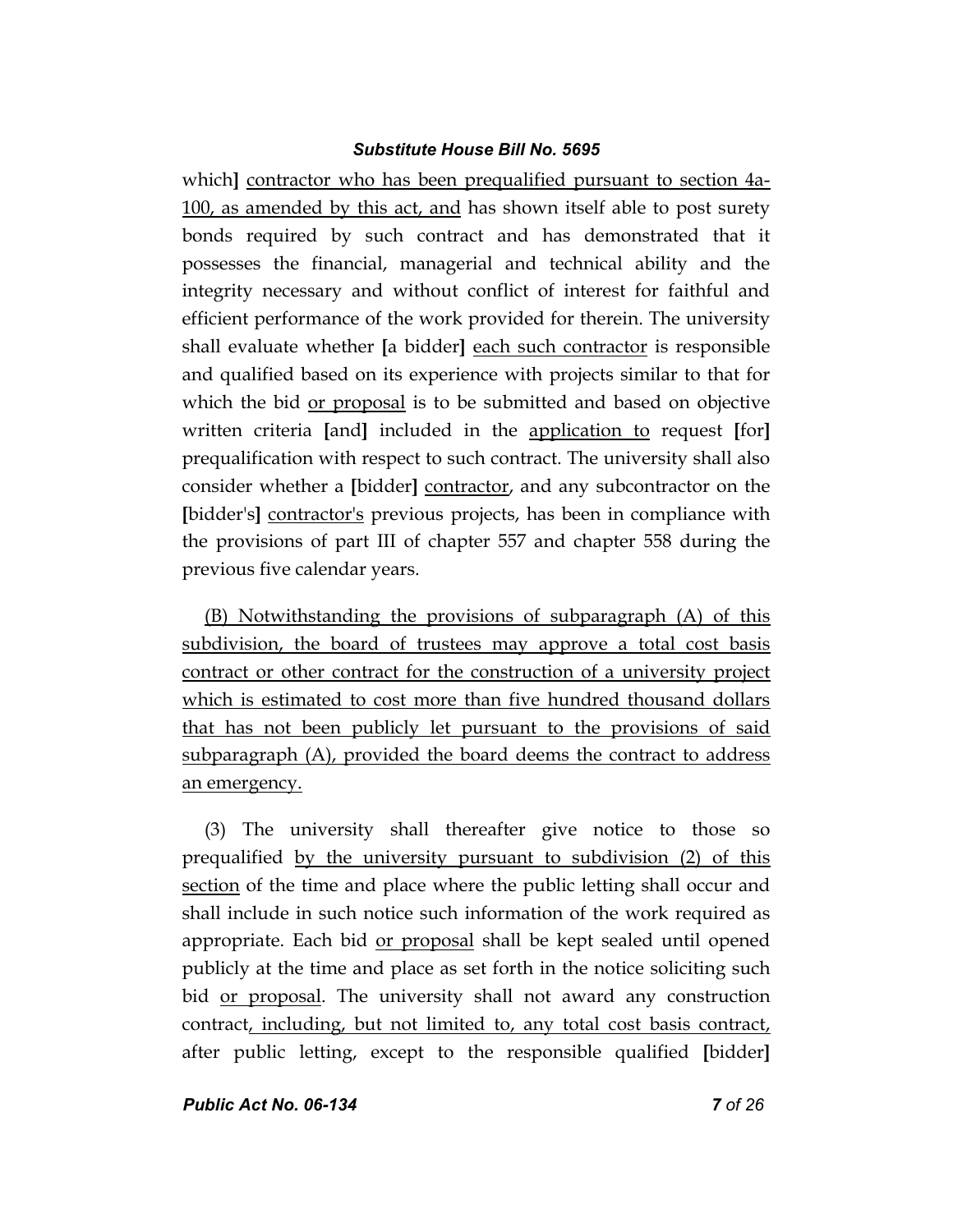which] contractor who has been prequalified pursuant to section 4a-100, as amended by this act, and has shown itself able to post surety bonds required by such contract and has demonstrated that it possesses the financial, managerial and technical ability and the integrity necessary and without conflict of interest for faithful and efficient performance of the work provided for therein. The university shall evaluate whether [a bidder] each such contractor is responsible and qualified based on its experience with projects similar to that for which the bid or proposal is to be submitted and based on objective written criteria [and] included in the application to request [for] prequalification with respect to such contract. The university shall also consider whether a [bidder] contractor, and any subcontractor on the [bidder's] contractor's previous projects, has been in compliance with the provisions of part III of chapter 557 and chapter 558 during the previous five calendar years.

(B) Notwithstanding the provisions of subparagraph (A) of this subdivision, the board of trustees may approve a total cost basis contract or other contract for the construction of a university project which is estimated to cost more than five hundred thousand dollars that has not been publicly let pursuant to the provisions of said subparagraph (A), provided the board deems the contract to address an emergency.

(3) The university shall thereafter give notice to those so prequalified by the university pursuant to subdivision (2) of this section of the time and place where the public letting shall occur and shall include in such notice such information of the work required as appropriate. Each bid or proposal shall be kept sealed until opened publicly at the time and place as set forth in the notice soliciting such bid or proposal. The university shall not award any construction contract, including, but not limited to, any total cost basis contract, after public letting, except to the responsible qualified [bidder]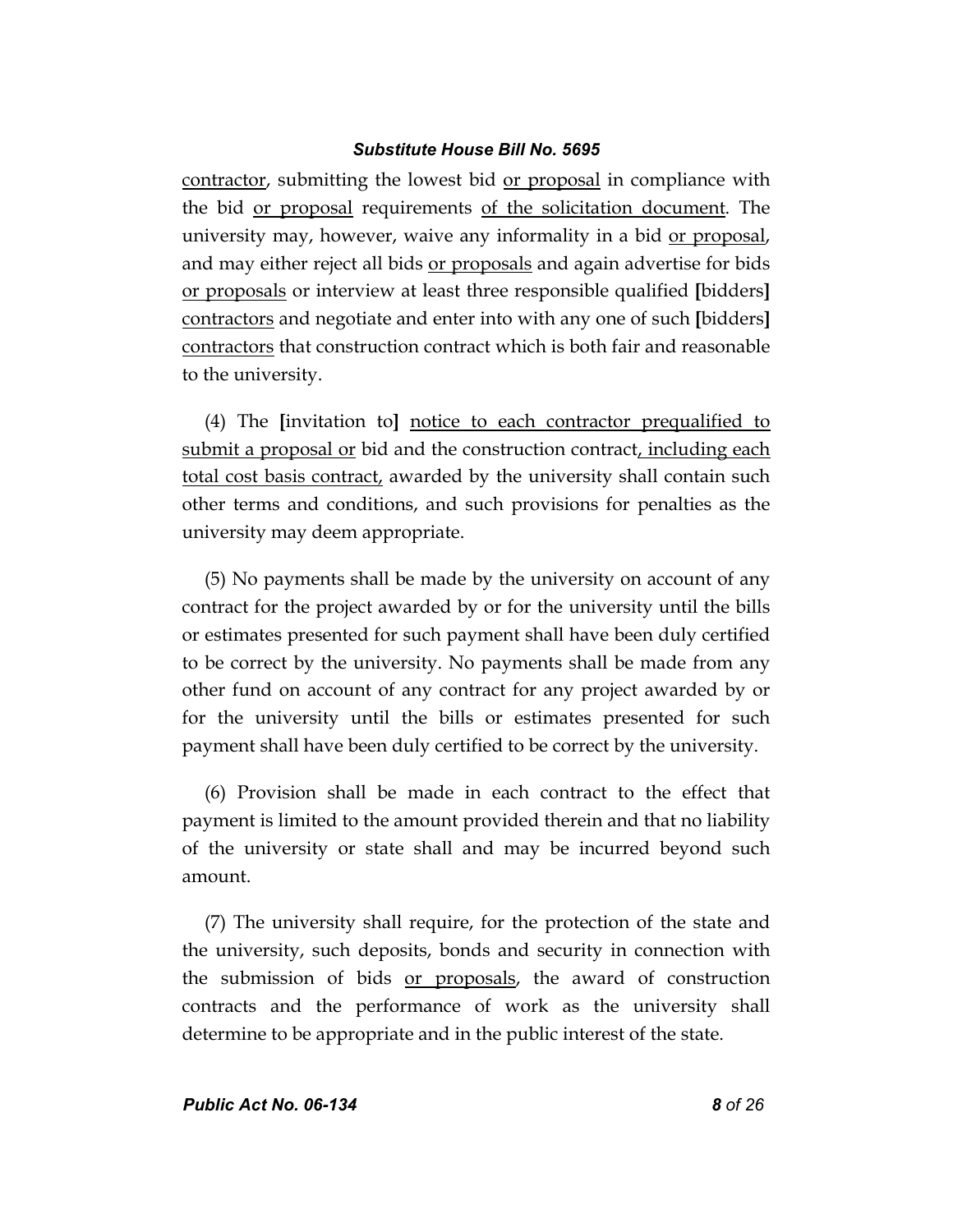contractor, submitting the lowest bid or proposal in compliance with the bid or proposal requirements of the solicitation document. The university may, however, waive any informality in a bid or proposal, and may either reject all bids or proposals and again advertise for bids or proposals or interview at least three responsible qualified **[**bidders**]** contractors and negotiate and enter into with any one of such **[**bidders**]** contractors that construction contract which is both fair and reasonable to the university.

(4) The **[**invitation to**]** notice to each contractor prequalified to submit a proposal or bid and the construction contract, including each total cost basis contract, awarded by the university shall contain such other terms and conditions, and such provisions for penalties as the university may deem appropriate.

(5) No payments shall be made by the university on account of any contract for the project awarded by or for the university until the bills or estimates presented for such payment shall have been duly certified to be correct by the university. No payments shall be made from any other fund on account of any contract for any project awarded by or for the university until the bills or estimates presented for such payment shall have been duly certified to be correct by the university.

(6) Provision shall be made in each contract to the effect that payment is limited to the amount provided therein and that no liability of the university or state shall and may be incurred beyond such amount.

(7) The university shall require, for the protection of the state and the university, such deposits, bonds and security in connection with the submission of bids or proposals, the award of construction contracts and the performance of work as the university shall determine to be appropriate and in the public interest of the state.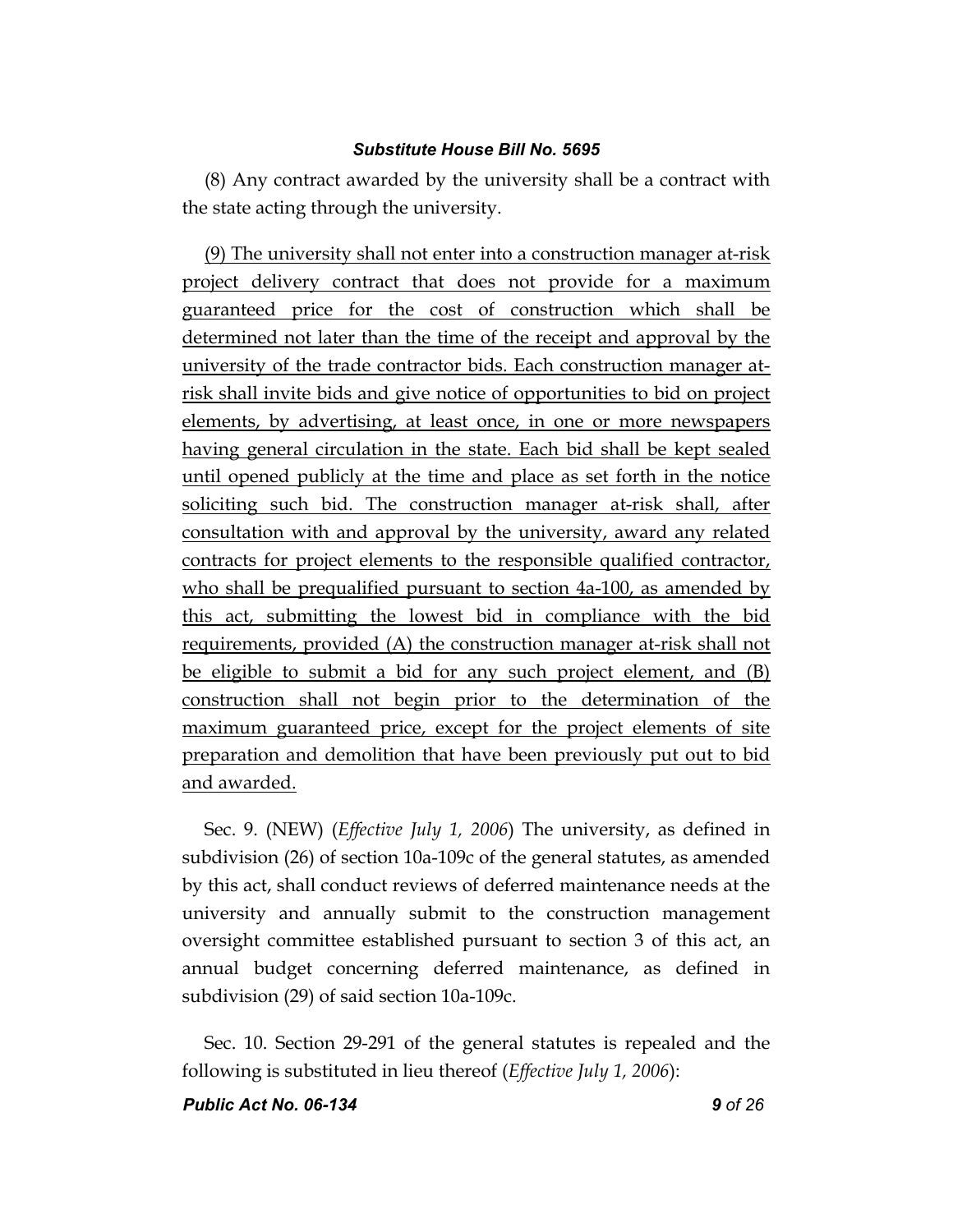(8) Any contract awarded by the university shall be a contract with the state acting through the university.

<u>(9) The university shall not enter into a construction manager at-risk project delivery contract that does not provide for a maximum guaranteed price for the cost of construction which shall be determined not later than the time of the receipt and approval by the university of the trade contractor bids. Each construction manager at-risk shall invite bids and give notice of opportunities to bid on project elements, by advertising, at least once, in one or more newspapers having general circulation in the state. Each bid shall be kept sealed until opened publicly at the time and place as set forth in the notice soliciting such bid. The construction manager at-risk shall, after consultation with and approval by the university, award any related contracts for project elements to the responsible qualified contractor, who shall be prequalified pursuant to section 4a-100, as amended by this act, submitting the lowest bid in compliance with the bid requirements, provided (A) the construction manager at-risk shall not be eligible to submit a bid for any such project element, and (B) construction shall not begin prior to the determination of the maximum guaranteed price, except for the project elements of site preparation and demolition that have been previously put out to bid and awarded.</u>

Sec. 9. (NEW) (*Effective July 1, 2006*) The university, as defined in subdivision (26) of section 10a-109c of the general statutes, as amended by this act, shall conduct reviews of deferred maintenance needs at the university and annually submit to the construction management oversight committee established pursuant to section 3 of this act, an annual budget concerning deferred maintenance, as defined in subdivision (29) of said section 10a-109c.

Sec. 10. Section 29-291 of the general statutes is repealed and the following is substituted in lieu thereof (*Effective July 1, 2006*):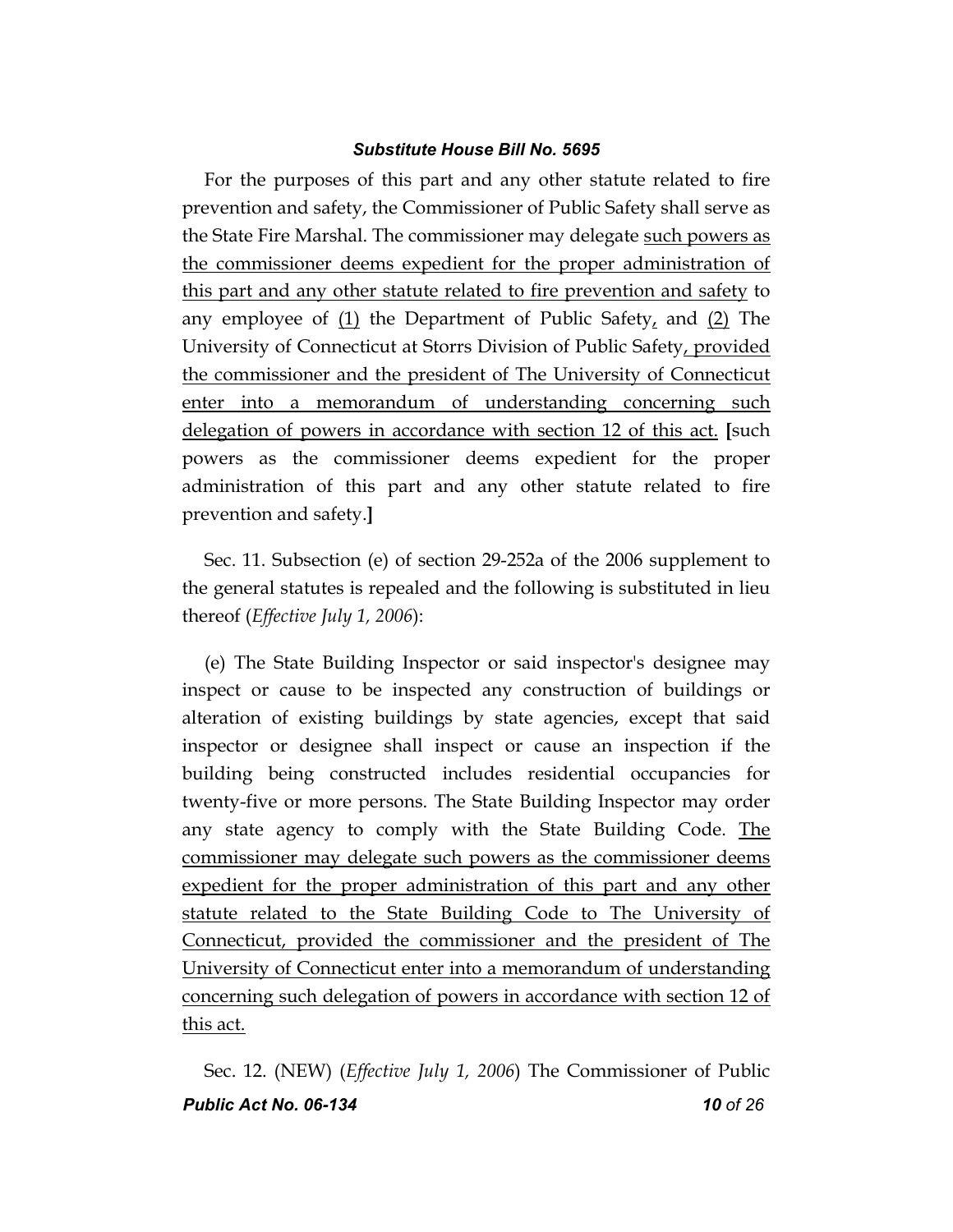For the purposes of this part and any other statute related to fire prevention and safety, the Commissioner of Public Safety shall serve as the State Fire Marshal. The commissioner may delegate <u>such powers as the commissioner deems expedient for the proper administration of this part and any other statute related to fire prevention and safety</u> to any employee of <u>(1)</u> the Department of Public Safety<u>,</u> and <u>(2)</u> The University of Connecticut at Storrs Division of Public Safety<u>, provided the commissioner and the president of The University of Connecticut enter into a memorandum of understanding concerning such delegation of powers in accordance with section 12 of this act.</u> **[**such powers as the commissioner deems expedient for the proper administration of this part and any other statute related to fire prevention and safety.**]**

Sec. 11. Subsection (e) of section 29-252a of the 2006 supplement to the general statutes is repealed and the following is substituted in lieu thereof (*Effective July 1, 2006*):

(e) The State Building Inspector or said inspector's designee may inspect or cause to be inspected any construction of buildings or alteration of existing buildings by state agencies, except that said inspector or designee shall inspect or cause an inspection if the building being constructed includes residential occupancies for twenty-five or more persons. The State Building Inspector may order any state agency to comply with the State Building Code. <u>The commissioner may delegate such powers as the commissioner deems expedient for the proper administration of this part and any other statute related to the State Building Code to The University of Connecticut, provided the commissioner and the president of The University of Connecticut enter into a memorandum of understanding concerning such delegation of powers in accordance with section 12 of this act.</u>

Sec. 12. (NEW) (*Effective July 1, 2006*) The Commissioner of Public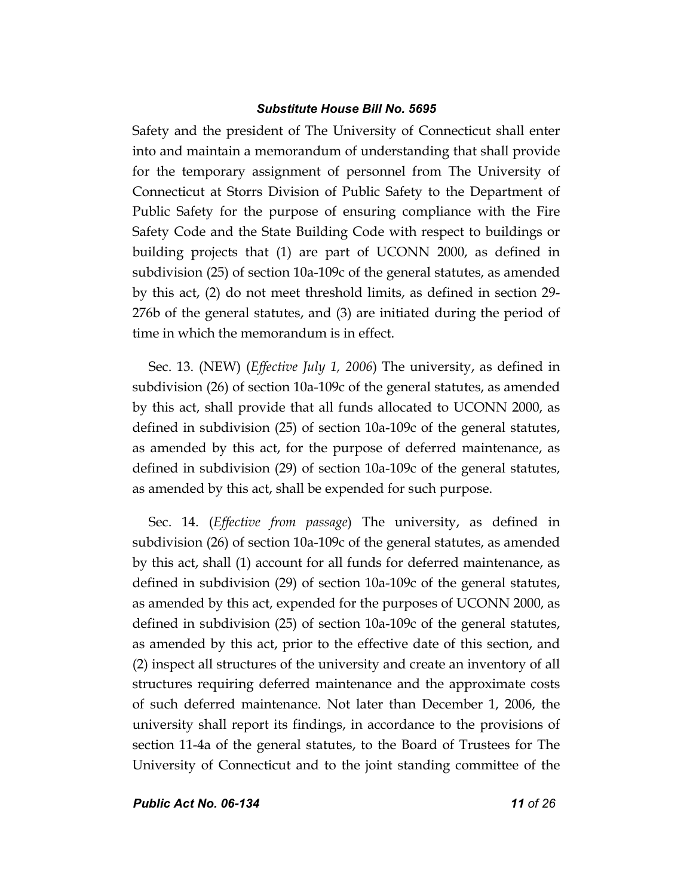Safety and the president of The University of Connecticut shall enter into and maintain a memorandum of understanding that shall provide for the temporary assignment of personnel from The University of Connecticut at Storrs Division of Public Safety to the Department of Public Safety for the purpose of ensuring compliance with the Fire Safety Code and the State Building Code with respect to buildings or building projects that (1) are part of UCONN 2000, as defined in subdivision (25) of section 10a-109c of the general statutes, as amended by this act, (2) do not meet threshold limits, as defined in section 29-276b of the general statutes, and (3) are initiated during the period of time in which the memorandum is in effect.

Sec. 13. (NEW) (*Effective July 1, 2006*) The university, as defined in subdivision (26) of section 10a-109c of the general statutes, as amended by this act, shall provide that all funds allocated to UCONN 2000, as defined in subdivision (25) of section 10a-109c of the general statutes, as amended by this act, for the purpose of deferred maintenance, as defined in subdivision (29) of section 10a-109c of the general statutes, as amended by this act, shall be expended for such purpose.

Sec. 14. (*Effective from passage*) The university, as defined in subdivision (26) of section 10a-109c of the general statutes, as amended by this act, shall (1) account for all funds for deferred maintenance, as defined in subdivision (29) of section 10a-109c of the general statutes, as amended by this act, expended for the purposes of UCONN 2000, as defined in subdivision (25) of section 10a-109c of the general statutes, as amended by this act, prior to the effective date of this section, and (2) inspect all structures of the university and create an inventory of all structures requiring deferred maintenance and the approximate costs of such deferred maintenance. Not later than December 1, 2006, the university shall report its findings, in accordance to the provisions of section 11-4a of the general statutes, to the Board of Trustees for The University of Connecticut and to the joint standing committee of the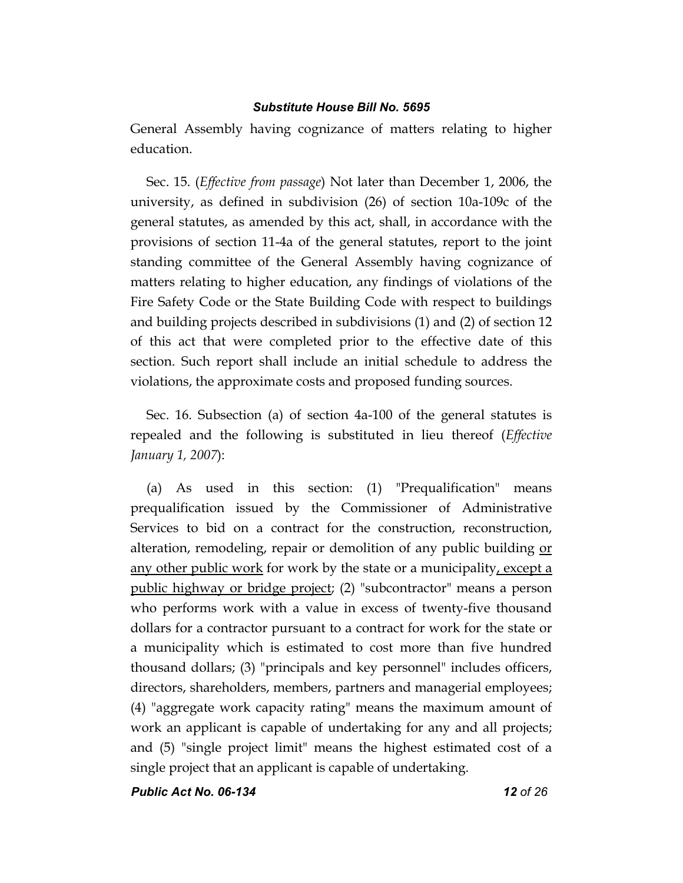General Assembly having cognizance of matters relating to higher education.

Sec. 15. (*Effective from passage*) Not later than December 1, 2006, the university, as defined in subdivision (26) of section 10a-109c of the general statutes, as amended by this act, shall, in accordance with the provisions of section 11-4a of the general statutes, report to the joint standing committee of the General Assembly having cognizance of matters relating to higher education, any findings of violations of the Fire Safety Code or the State Building Code with respect to buildings and building projects described in subdivisions (1) and (2) of section 12 of this act that were completed prior to the effective date of this section. Such report shall include an initial schedule to address the violations, the approximate costs and proposed funding sources.

Sec. 16. Subsection (a) of section 4a-100 of the general statutes is repealed and the following is substituted in lieu thereof (*Effective January 1, 2007*):

(a) As used in this section: (1) "Prequalification" means prequalification issued by the Commissioner of Administrative Services to bid on a contract for the construction, reconstruction, alteration, remodeling, repair or demolition of any public building <u>or any other public work</u> for work by the state or a municipality<u>, except a public highway or bridge project</u>; (2) "subcontractor" means a person who performs work with a value in excess of twenty-five thousand dollars for a contractor pursuant to a contract for work for the state or a municipality which is estimated to cost more than five hundred thousand dollars; (3) "principals and key personnel" includes officers, directors, shareholders, members, partners and managerial employees; (4) "aggregate work capacity rating" means the maximum amount of work an applicant is capable of undertaking for any and all projects; and (5) "single project limit" means the highest estimated cost of a single project that an applicant is capable of undertaking.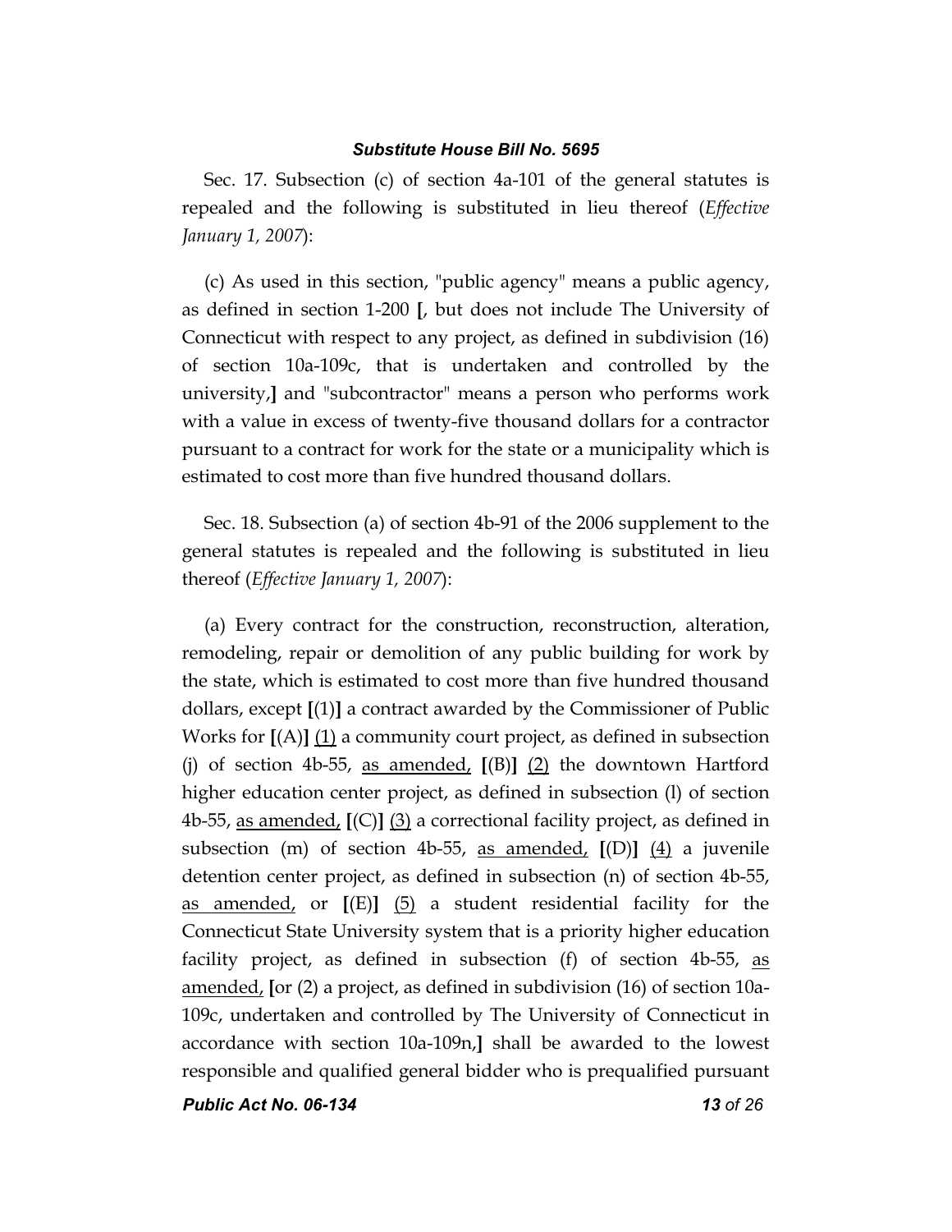Sec. 17. Subsection (c) of section 4a-101 of the general statutes is repealed and the following is substituted in lieu thereof (*Effective January 1, 2007*):

(c) As used in this section, "public agency" means a public agency, as defined in section 1-200 **[**, but does not include The University of Connecticut with respect to any project, as defined in subdivision (16) of section 10a-109c, that is undertaken and controlled by the university,**]** and "subcontractor" means a person who performs work with a value in excess of twenty-five thousand dollars for a contractor pursuant to a contract for work for the state or a municipality which is estimated to cost more than five hundred thousand dollars.

Sec. 18. Subsection (a) of section 4b-91 of the 2006 supplement to the general statutes is repealed and the following is substituted in lieu thereof (*Effective January 1, 2007*):

(a) Every contract for the construction, reconstruction, alteration, remodeling, repair or demolition of any public building for work by the state, which is estimated to cost more than five hundred thousand dollars, except **[**(1)**]** a contract awarded by the Commissioner of Public Works for **[**(A)**]** <u>(1)</u> a community court project, as defined in subsection (j) of section 4b-55, <u>as amended,</u> **[**(B)**]** <u>(2)</u> the downtown Hartford higher education center project, as defined in subsection (l) of section 4b-55, <u>as amended,</u> **[**(C)**]** <u>(3)</u> a correctional facility project, as defined in subsection (m) of section 4b-55, <u>as amended,</u> **[**(D)**]** <u>(4)</u> a juvenile detention center project, as defined in subsection (n) of section 4b-55, <u>as amended,</u> or **[**(E)**]** <u>(5)</u> a student residential facility for the Connecticut State University system that is a priority higher education facility project, as defined in subsection (f) of section 4b-55, <u>as amended,</u> **[**or (2) a project, as defined in subdivision (16) of section 10a-109c, undertaken and controlled by The University of Connecticut in accordance with section 10a-109n,**]** shall be awarded to the lowest responsible and qualified general bidder who is prequalified pursuant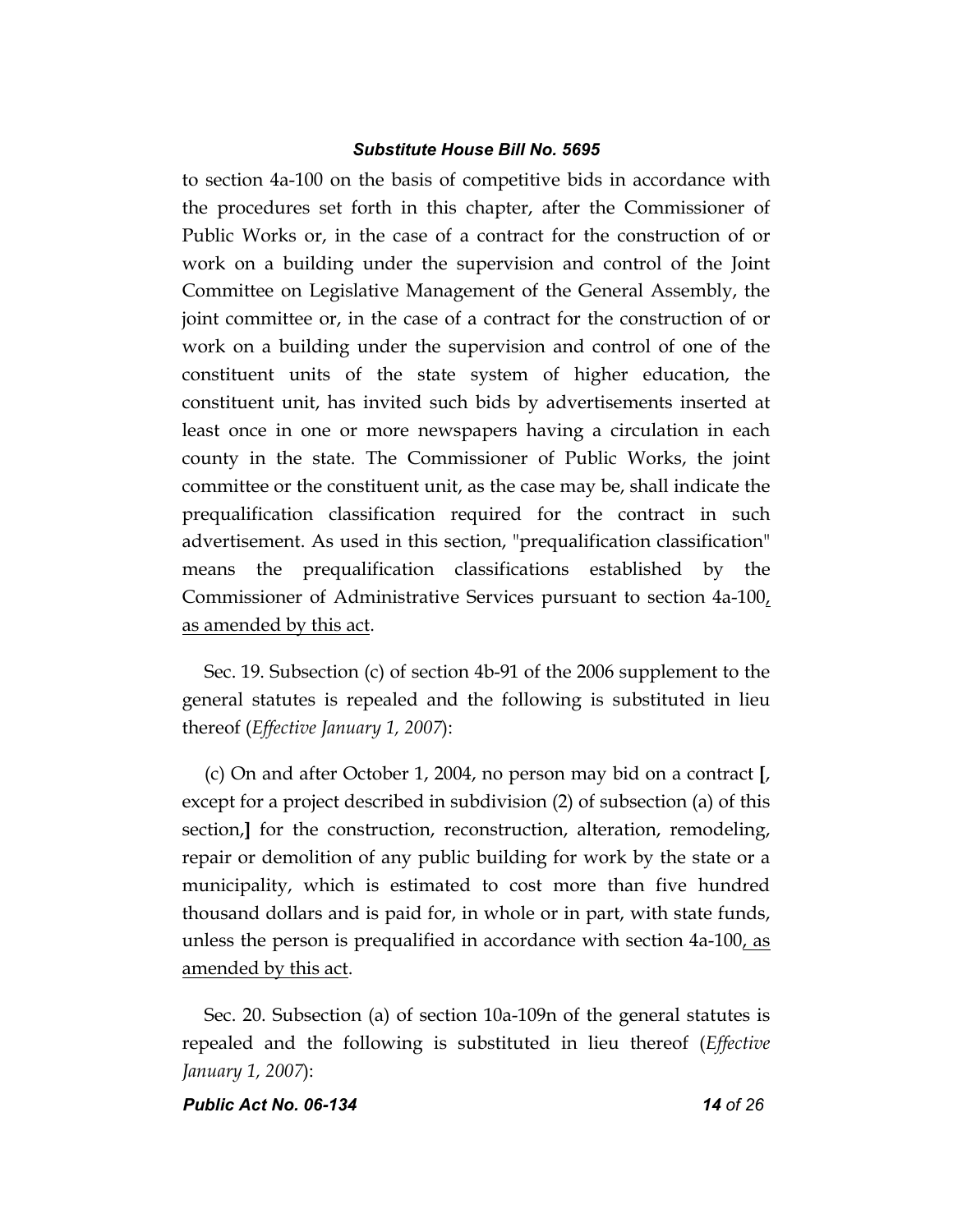to section 4a-100 on the basis of competitive bids in accordance with the procedures set forth in this chapter, after the Commissioner of Public Works or, in the case of a contract for the construction of or work on a building under the supervision and control of the Joint Committee on Legislative Management of the General Assembly, the joint committee or, in the case of a contract for the construction of or work on a building under the supervision and control of one of the constituent units of the state system of higher education, the constituent unit, has invited such bids by advertisements inserted at least once in one or more newspapers having a circulation in each county in the state. The Commissioner of Public Works, the joint committee or the constituent unit, as the case may be, shall indicate the prequalification classification required for the contract in such advertisement. As used in this section, "prequalification classification" means the prequalification classifications established by the Commissioner of Administrative Services pursuant to section 4a-100, as amended by this act.

Sec. 19. Subsection (c) of section 4b-91 of the 2006 supplement to the general statutes is repealed and the following is substituted in lieu thereof (*Effective January 1, 2007*):

(c) On and after October 1, 2004, no person may bid on a contract **[**, except for a project described in subdivision (2) of subsection (a) of this section,**]** for the construction, reconstruction, alteration, remodeling, repair or demolition of any public building for work by the state or a municipality, which is estimated to cost more than five hundred thousand dollars and is paid for, in whole or in part, with state funds, unless the person is prequalified in accordance with section 4a-100, as amended by this act.

Sec. 20. Subsection (a) of section 10a-109n of the general statutes is repealed and the following is substituted in lieu thereof (*Effective January 1, 2007*):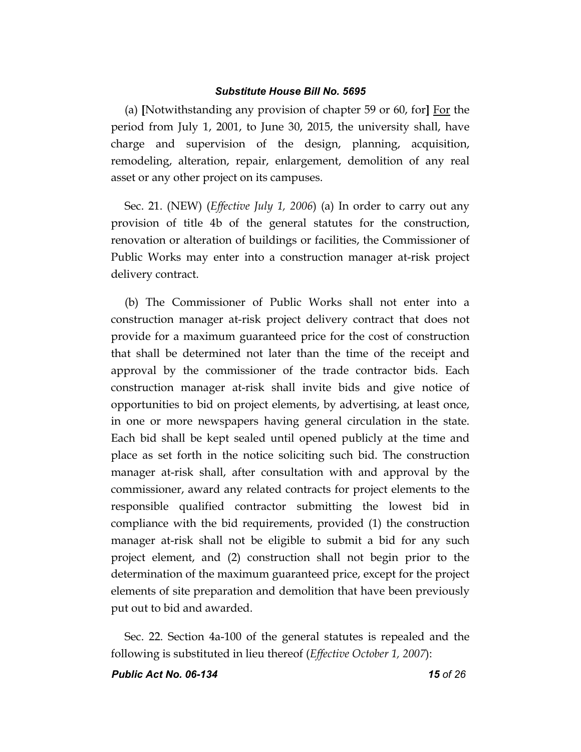(a) **[**Notwithstanding any provision of chapter 59 or 60, for**]** <u>For</u> the period from July 1, 2001, to June 30, 2015, the university shall, have charge and supervision of the design, planning, acquisition, remodeling, alteration, repair, enlargement, demolition of any real asset or any other project on its campuses.

Sec. 21. (NEW) (*Effective July 1, 2006*) (a) In order to carry out any provision of title 4b of the general statutes for the construction, renovation or alteration of buildings or facilities, the Commissioner of Public Works may enter into a construction manager at-risk project delivery contract.

(b) The Commissioner of Public Works shall not enter into a construction manager at-risk project delivery contract that does not provide for a maximum guaranteed price for the cost of construction that shall be determined not later than the time of the receipt and approval by the commissioner of the trade contractor bids. Each construction manager at-risk shall invite bids and give notice of opportunities to bid on project elements, by advertising, at least once, in one or more newspapers having general circulation in the state. Each bid shall be kept sealed until opened publicly at the time and place as set forth in the notice soliciting such bid. The construction manager at-risk shall, after consultation with and approval by the commissioner, award any related contracts for project elements to the responsible qualified contractor submitting the lowest bid in compliance with the bid requirements, provided (1) the construction manager at-risk shall not be eligible to submit a bid for any such project element, and (2) construction shall not begin prior to the determination of the maximum guaranteed price, except for the project elements of site preparation and demolition that have been previously put out to bid and awarded.

Sec. 22. Section 4a-100 of the general statutes is repealed and the following is substituted in lieu thereof (*Effective October 1, 2007*):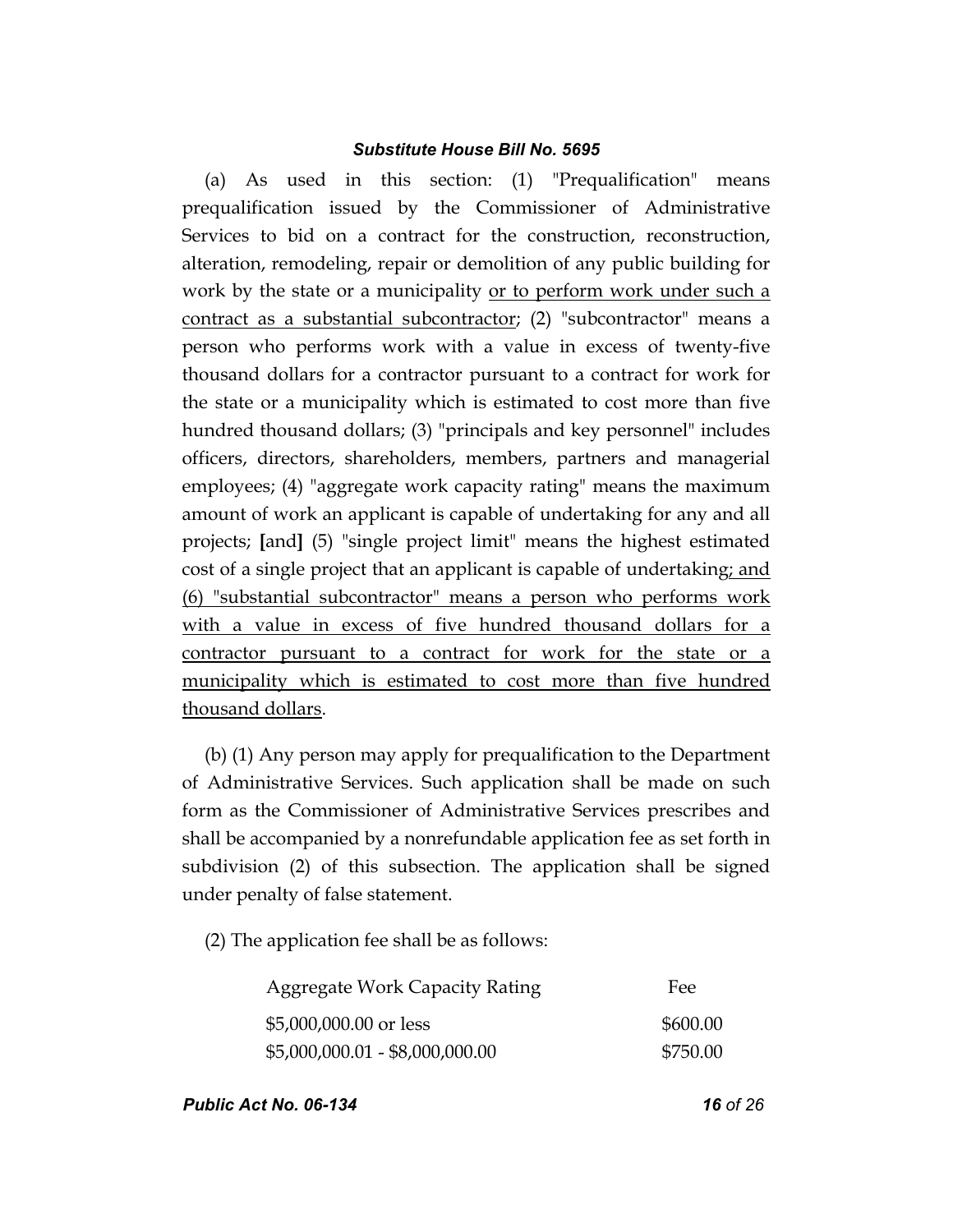(a) As used in this section: (1) "Prequalification" means prequalification issued by the Commissioner of Administrative Services to bid on a contract for the construction, reconstruction, alteration, remodeling, repair or demolition of any public building for work by the state or a municipality <u>or to perform work under such a contract as a substantial subcontractor</u>; (2) "subcontractor" means a person who performs work with a value in excess of twenty-five thousand dollars for a contractor pursuant to a contract for work for the state or a municipality which is estimated to cost more than five hundred thousand dollars; (3) "principals and key personnel" includes officers, directors, shareholders, members, partners and managerial employees; (4) "aggregate work capacity rating" means the maximum amount of work an applicant is capable of undertaking for any and all projects; **[**and**]** (5) "single project limit" means the highest estimated cost of a single project that an applicant is capable of undertaking<u>; and (6) "substantial subcontractor" means a person who performs work with a value in excess of five hundred thousand dollars for a contractor pursuant to a contract for work for the state or a municipality which is estimated to cost more than five hundred thousand dollars</u>.

(b) (1) Any person may apply for prequalification to the Department of Administrative Services. Such application shall be made on such form as the Commissioner of Administrative Services prescribes and shall be accompanied by a nonrefundable application fee as set forth in subdivision (2) of this subsection. The application shall be signed under penalty of false statement.

(2) The application fee shall be as follows:

| Aggregate Work Capacity Rating | Fee |
|---|---|
| $5,000,000.00 or less | $600.00 |
| $5,000,000.01 - $8,000,000.00 | $750.00 |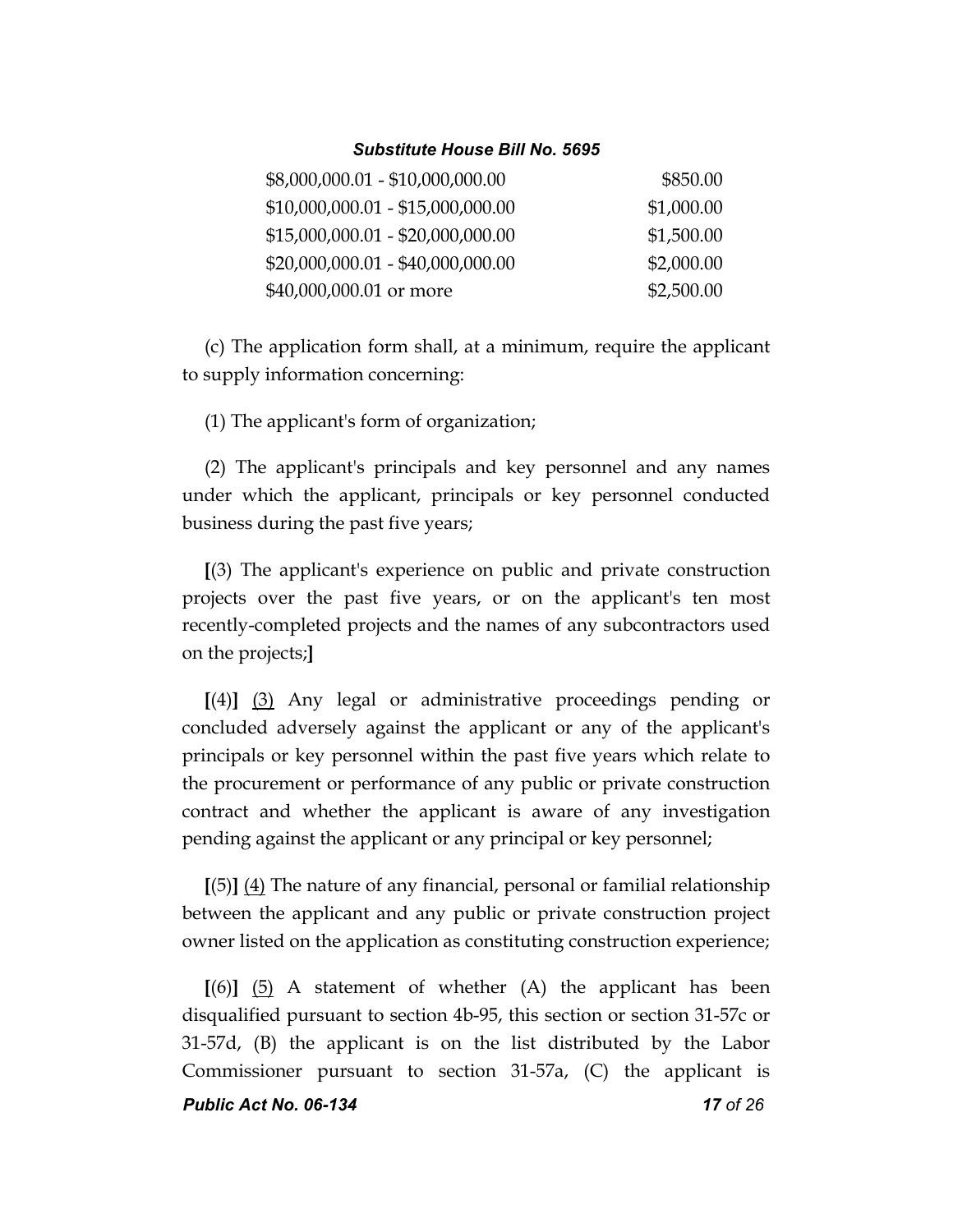| | |
|---|---|
| $8,000,000.01 - $10,000,000.00 | $850.00 |
| $10,000,000.01 - $15,000,000.00 | $1,000.00 |
| $15,000,000.01 - $20,000,000.00 | $1,500.00 |
| $20,000,000.01 - $40,000,000.00 | $2,000.00 |
| $40,000,000.01 or more | $2,500.00 |

(c) The application form shall, at a minimum, require the applicant to supply information concerning:

(1) The applicant's form of organization;

(2) The applicant's principals and key personnel and any names under which the applicant, principals or key personnel conducted business during the past five years;

**[**(3) The applicant's experience on public and private construction projects over the past five years, or on the applicant's ten most recently-completed projects and the names of any subcontractors used on the projects;**]**

**[**(4)**]** <u>(3)</u> Any legal or administrative proceedings pending or concluded adversely against the applicant or any of the applicant's principals or key personnel within the past five years which relate to the procurement or performance of any public or private construction contract and whether the applicant is aware of any investigation pending against the applicant or any principal or key personnel;

**[**(5)**]** <u>(4)</u> The nature of any financial, personal or familial relationship between the applicant and any public or private construction project owner listed on the application as constituting construction experience;

**[**(6)**]** <u>(5)</u> A statement of whether (A) the applicant has been disqualified pursuant to section 4b-95, this section or section 31-57c or 31-57d, (B) the applicant is on the list distributed by the Labor Commissioner pursuant to section 31-57a, (C) the applicant is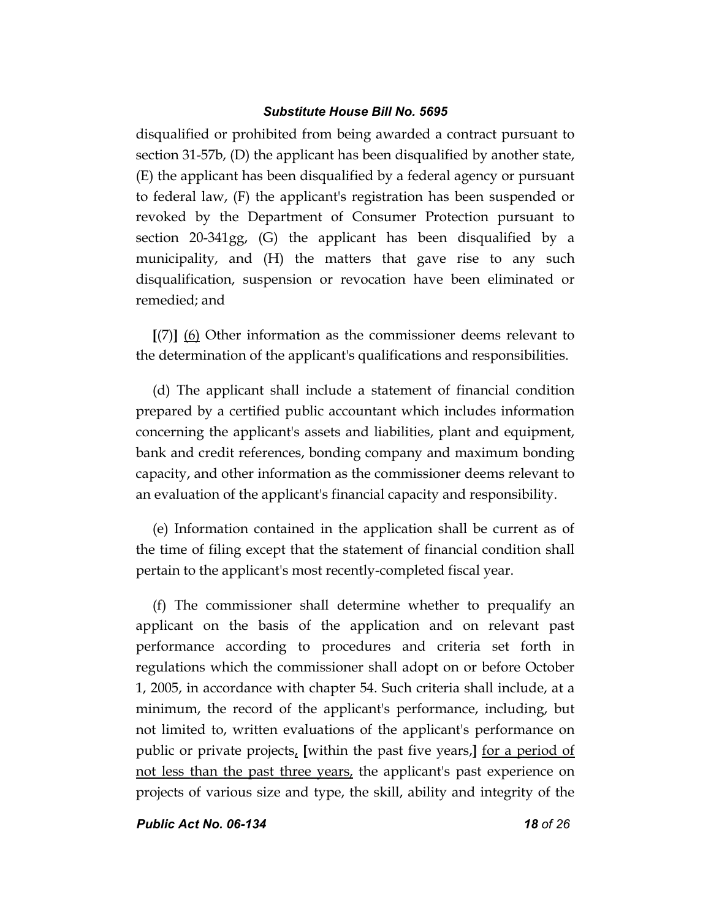disqualified or prohibited from being awarded a contract pursuant to section 31-57b, (D) the applicant has been disqualified by another state, (E) the applicant has been disqualified by a federal agency or pursuant to federal law, (F) the applicant's registration has been suspended or revoked by the Department of Consumer Protection pursuant to section 20-341gg, (G) the applicant has been disqualified by a municipality, and (H) the matters that gave rise to any such disqualification, suspension or revocation have been eliminated or remedied; and

[(7)] <u>(6)</u> Other information as the commissioner deems relevant to the determination of the applicant's qualifications and responsibilities.

(d) The applicant shall include a statement of financial condition prepared by a certified public accountant which includes information concerning the applicant's assets and liabilities, plant and equipment, bank and credit references, bonding company and maximum bonding capacity, and other information as the commissioner deems relevant to an evaluation of the applicant's financial capacity and responsibility.

(e) Information contained in the application shall be current as of the time of filing except that the statement of financial condition shall pertain to the applicant's most recently-completed fiscal year.

(f) The commissioner shall determine whether to prequalify an applicant on the basis of the application and on relevant past performance according to procedures and criteria set forth in regulations which the commissioner shall adopt on or before October 1, 2005, in accordance with chapter 54. Such criteria shall include, at a minimum, the record of the applicant's performance, including, but not limited to, written evaluations of the applicant's performance on public or private projects<u>,</u> [within the past five years,] <u>for a period of not less than the past three years,</u> the applicant's past experience on projects of various size and type, the skill, ability and integrity of the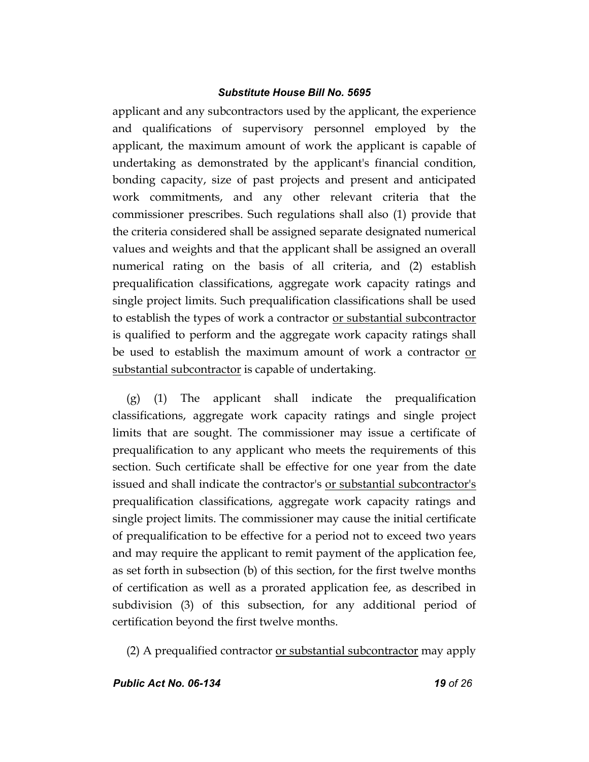applicant and any subcontractors used by the applicant, the experience and qualifications of supervisory personnel employed by the applicant, the maximum amount of work the applicant is capable of undertaking as demonstrated by the applicant's financial condition, bonding capacity, size of past projects and present and anticipated work commitments, and any other relevant criteria that the commissioner prescribes. Such regulations shall also (1) provide that the criteria considered shall be assigned separate designated numerical values and weights and that the applicant shall be assigned an overall numerical rating on the basis of all criteria, and (2) establish prequalification classifications, aggregate work capacity ratings and single project limits. Such prequalification classifications shall be used to establish the types of work a contractor <u>or substantial subcontractor</u> is qualified to perform and the aggregate work capacity ratings shall be used to establish the maximum amount of work a contractor <u>or substantial subcontractor</u> is capable of undertaking.

(g) (1) The applicant shall indicate the prequalification classifications, aggregate work capacity ratings and single project limits that are sought. The commissioner may issue a certificate of prequalification to any applicant who meets the requirements of this section. Such certificate shall be effective for one year from the date issued and shall indicate the contractor's <u>or substantial subcontractor's</u> prequalification classifications, aggregate work capacity ratings and single project limits. The commissioner may cause the initial certificate of prequalification to be effective for a period not to exceed two years and may require the applicant to remit payment of the application fee, as set forth in subsection (b) of this section, for the first twelve months of certification as well as a prorated application fee, as described in subdivision (3) of this subsection, for any additional period of certification beyond the first twelve months.

(2) A prequalified contractor <u>or substantial subcontractor</u> may apply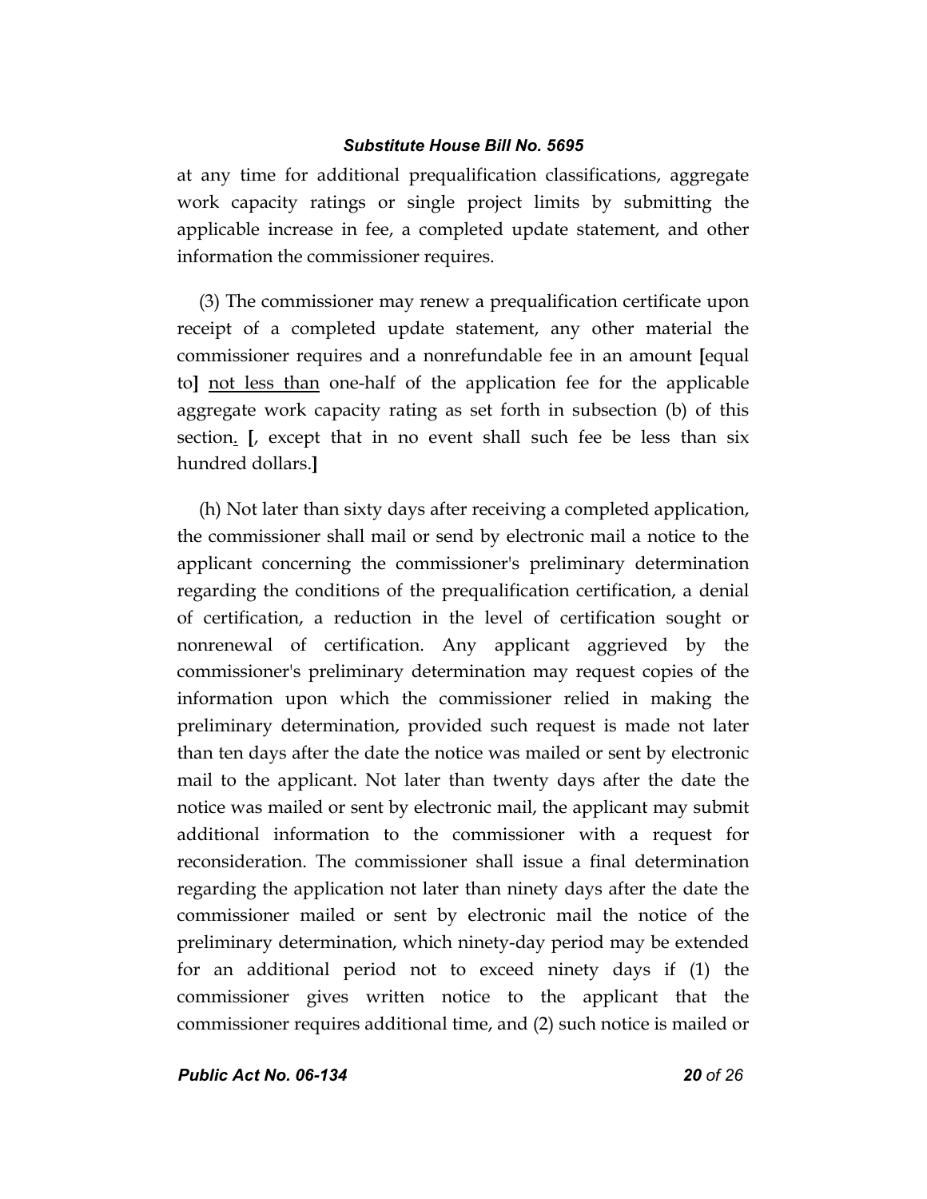at any time for additional prequalification classifications, aggregate work capacity ratings or single project limits by submitting the applicable increase in fee, a completed update statement, and other information the commissioner requires.

(3) The commissioner may renew a prequalification certificate upon receipt of a completed update statement, any other material the commissioner requires and a nonrefundable fee in an amount [equal to] <u>not less than</u> one-half of the application fee for the applicable aggregate work capacity rating as set forth in subsection (b) of this section<u>.</u> [, except that in no event shall such fee be less than six hundred dollars.]

(h) Not later than sixty days after receiving a completed application, the commissioner shall mail or send by electronic mail a notice to the applicant concerning the commissioner's preliminary determination regarding the conditions of the prequalification certification, a denial of certification, a reduction in the level of certification sought or nonrenewal of certification. Any applicant aggrieved by the commissioner's preliminary determination may request copies of the information upon which the commissioner relied in making the preliminary determination, provided such request is made not later than ten days after the date the notice was mailed or sent by electronic mail to the applicant. Not later than twenty days after the date the notice was mailed or sent by electronic mail, the applicant may submit additional information to the commissioner with a request for reconsideration. The commissioner shall issue a final determination regarding the application not later than ninety days after the date the commissioner mailed or sent by electronic mail the notice of the preliminary determination, which ninety-day period may be extended for an additional period not to exceed ninety days if (1) the commissioner gives written notice to the applicant that the commissioner requires additional time, and (2) such notice is mailed or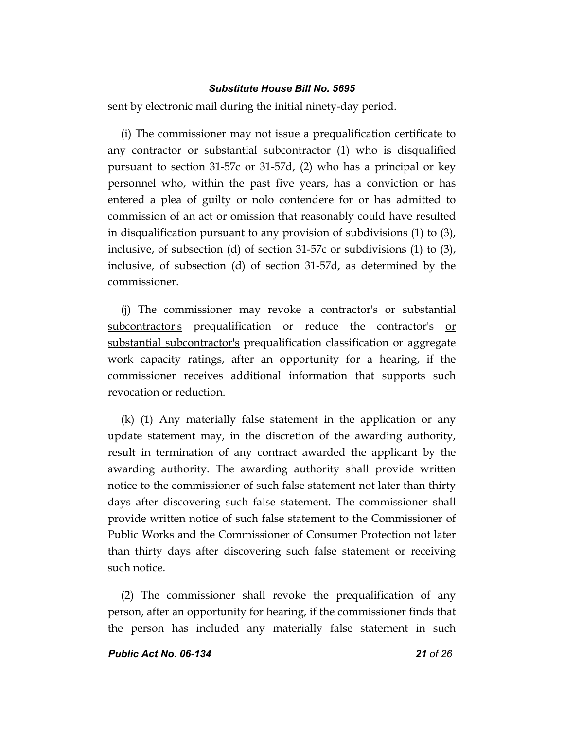sent by electronic mail during the initial ninety-day period.

(i) The commissioner may not issue a prequalification certificate to any contractor <u>or substantial subcontractor</u> (1) who is disqualified pursuant to section 31-57c or 31-57d, (2) who has a principal or key personnel who, within the past five years, has a conviction or has entered a plea of guilty or nolo contendere for or has admitted to commission of an act or omission that reasonably could have resulted in disqualification pursuant to any provision of subdivisions (1) to (3), inclusive, of subsection (d) of section 31-57c or subdivisions (1) to (3), inclusive, of subsection (d) of section 31-57d, as determined by the commissioner.

(j) The commissioner may revoke a contractor's <u>or substantial subcontractor's</u> prequalification or reduce the contractor's <u>or substantial subcontractor's</u> prequalification classification or aggregate work capacity ratings, after an opportunity for a hearing, if the commissioner receives additional information that supports such revocation or reduction.

(k) (1) Any materially false statement in the application or any update statement may, in the discretion of the awarding authority, result in termination of any contract awarded the applicant by the awarding authority. The awarding authority shall provide written notice to the commissioner of such false statement not later than thirty days after discovering such false statement. The commissioner shall provide written notice of such false statement to the Commissioner of Public Works and the Commissioner of Consumer Protection not later than thirty days after discovering such false statement or receiving such notice.

(2) The commissioner shall revoke the prequalification of any person, after an opportunity for hearing, if the commissioner finds that the person has included any materially false statement in such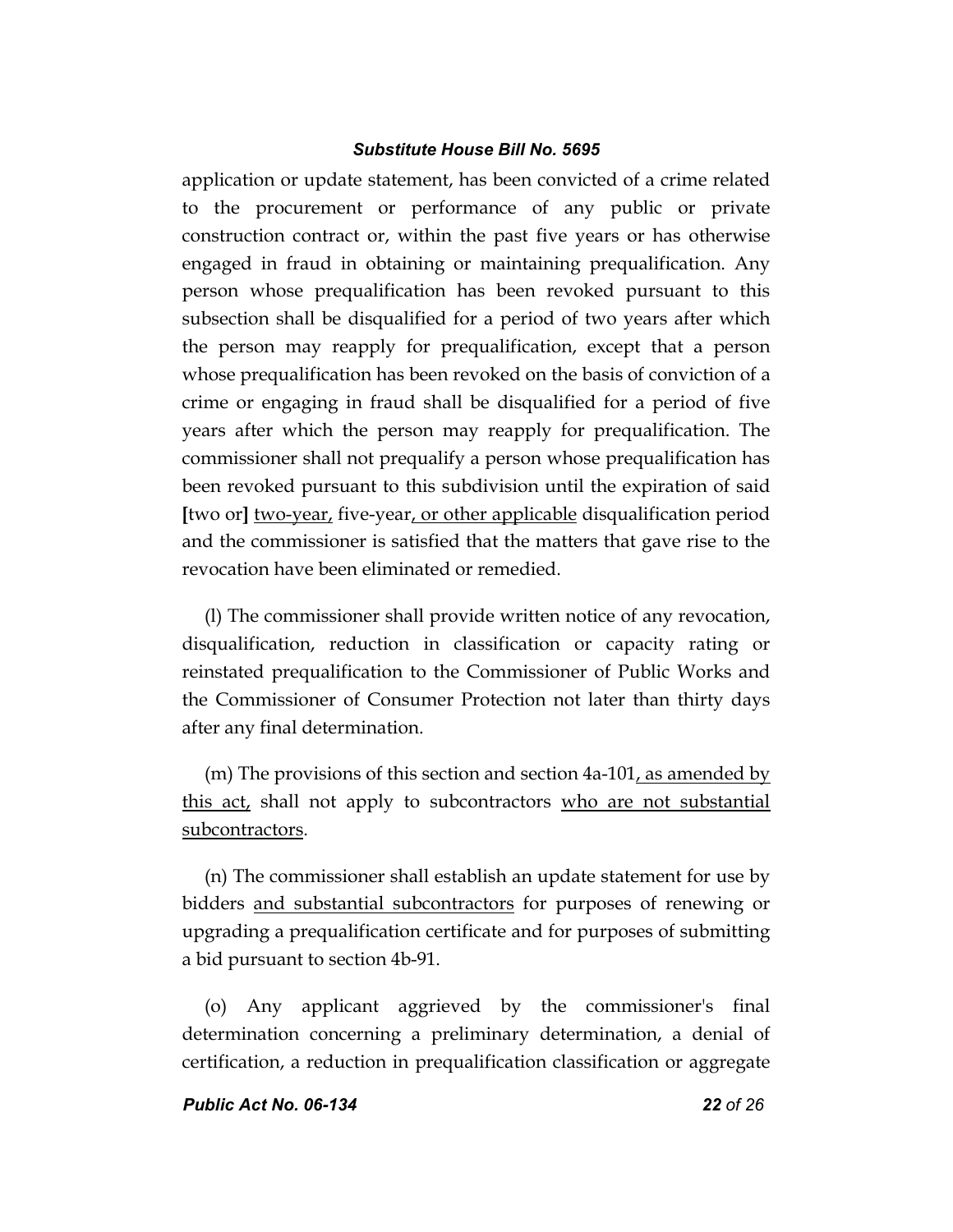application or update statement, has been convicted of a crime related to the procurement or performance of any public or private construction contract or, within the past five years or has otherwise engaged in fraud in obtaining or maintaining prequalification. Any person whose prequalification has been revoked pursuant to this subsection shall be disqualified for a period of two years after which the person may reapply for prequalification, except that a person whose prequalification has been revoked on the basis of conviction of a crime or engaging in fraud shall be disqualified for a period of five years after which the person may reapply for prequalification. The commissioner shall not prequalify a person whose prequalification has been revoked pursuant to this subdivision until the expiration of said **[**two or**]** <u>two-year,</u> five-year<u>, or other applicable</u> disqualification period and the commissioner is satisfied that the matters that gave rise to the revocation have been eliminated or remedied.

(l) The commissioner shall provide written notice of any revocation, disqualification, reduction in classification or capacity rating or reinstated prequalification to the Commissioner of Public Works and the Commissioner of Consumer Protection not later than thirty days after any final determination.

(m) The provisions of this section and section 4a-101<u>, as amended by this act,</u> shall not apply to subcontractors <u>who are not substantial subcontractors</u>.

(n) The commissioner shall establish an update statement for use by bidders <u>and substantial subcontractors</u> for purposes of renewing or upgrading a prequalification certificate and for purposes of submitting a bid pursuant to section 4b-91.

(o) Any applicant aggrieved by the commissioner's final determination concerning a preliminary determination, a denial of certification, a reduction in prequalification classification or aggregate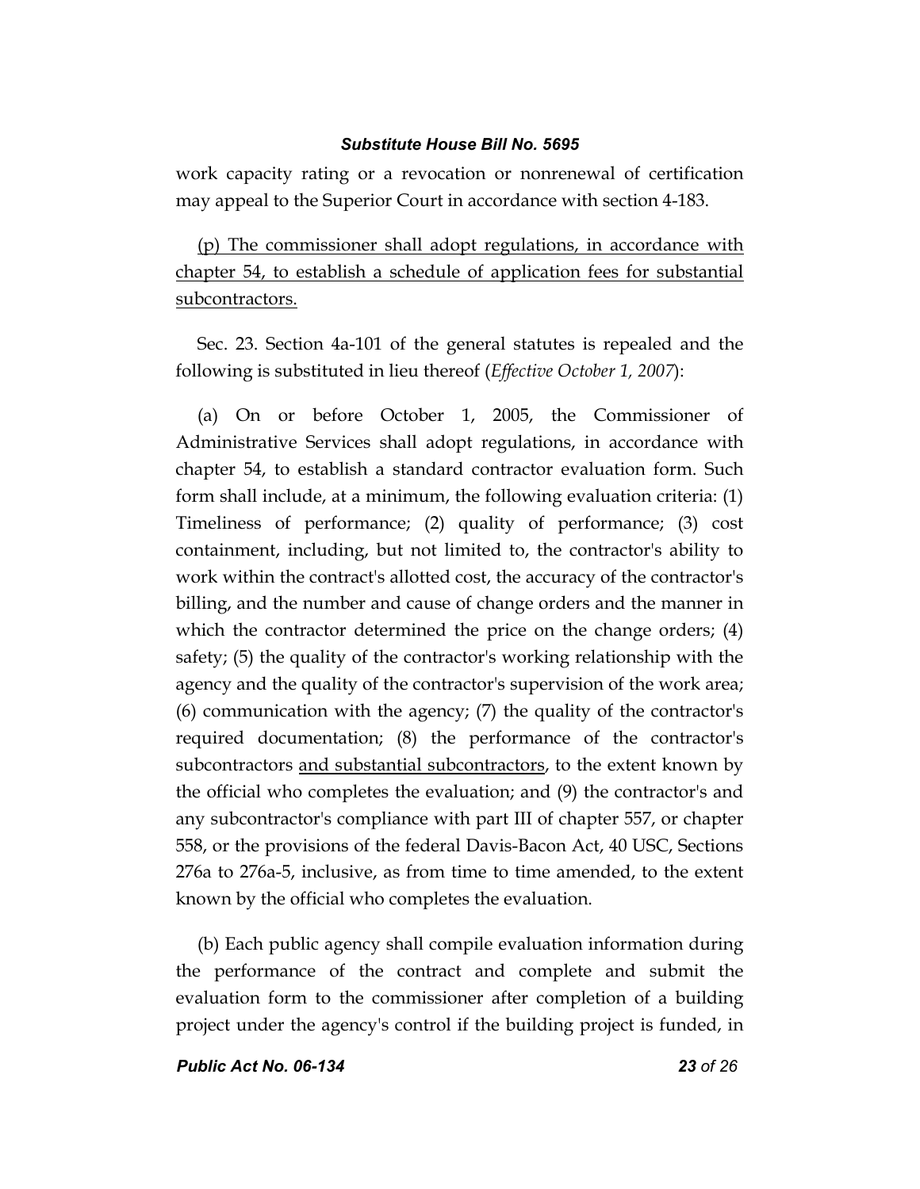work capacity rating or a revocation or nonrenewal of certification may appeal to the Superior Court in accordance with section 4-183.

<u>(p) The commissioner shall adopt regulations, in accordance with chapter 54, to establish a schedule of application fees for substantial subcontractors.</u>

Sec. 23. Section 4a-101 of the general statutes is repealed and the following is substituted in lieu thereof (*Effective October 1, 2007*):

(a) On or before October 1, 2005, the Commissioner of Administrative Services shall adopt regulations, in accordance with chapter 54, to establish a standard contractor evaluation form. Such form shall include, at a minimum, the following evaluation criteria: (1) Timeliness of performance; (2) quality of performance; (3) cost containment, including, but not limited to, the contractor's ability to work within the contract's allotted cost, the accuracy of the contractor's billing, and the number and cause of change orders and the manner in which the contractor determined the price on the change orders; (4) safety; (5) the quality of the contractor's working relationship with the agency and the quality of the contractor's supervision of the work area; (6) communication with the agency; (7) the quality of the contractor's required documentation; (8) the performance of the contractor's subcontractors <u>and substantial subcontractors</u>, to the extent known by the official who completes the evaluation; and (9) the contractor's and any subcontractor's compliance with part III of chapter 557, or chapter 558, or the provisions of the federal Davis-Bacon Act, 40 USC, Sections 276a to 276a-5, inclusive, as from time to time amended, to the extent known by the official who completes the evaluation.

(b) Each public agency shall compile evaluation information during the performance of the contract and complete and submit the evaluation form to the commissioner after completion of a building project under the agency's control if the building project is funded, in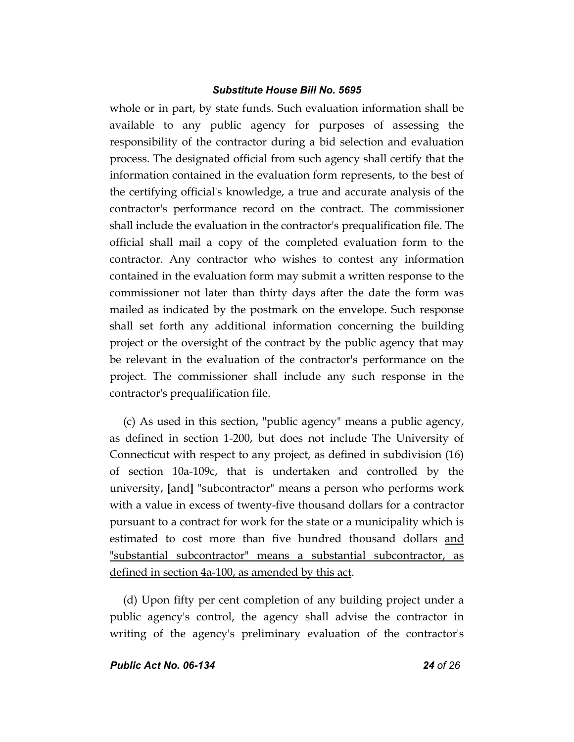whole or in part, by state funds. Such evaluation information shall be available to any public agency for purposes of assessing the responsibility of the contractor during a bid selection and evaluation process. The designated official from such agency shall certify that the information contained in the evaluation form represents, to the best of the certifying official's knowledge, a true and accurate analysis of the contractor's performance record on the contract. The commissioner shall include the evaluation in the contractor's prequalification file. The official shall mail a copy of the completed evaluation form to the contractor. Any contractor who wishes to contest any information contained in the evaluation form may submit a written response to the commissioner not later than thirty days after the date the form was mailed as indicated by the postmark on the envelope. Such response shall set forth any additional information concerning the building project or the oversight of the contract by the public agency that may be relevant in the evaluation of the contractor's performance on the project. The commissioner shall include any such response in the contractor's prequalification file.

(c) As used in this section, "public agency" means a public agency, as defined in section 1-200, but does not include The University of Connecticut with respect to any project, as defined in subdivision (16) of section 10a-109c, that is undertaken and controlled by the university, **[**and**]** "subcontractor" means a person who performs work with a value in excess of twenty-five thousand dollars for a contractor pursuant to a contract for work for the state or a municipality which is estimated to cost more than five hundred thousand dollars <u>and "substantial subcontractor" means a substantial subcontractor, as defined in section 4a-100, as amended by this act</u>.

(d) Upon fifty per cent completion of any building project under a public agency's control, the agency shall advise the contractor in writing of the agency's preliminary evaluation of the contractor's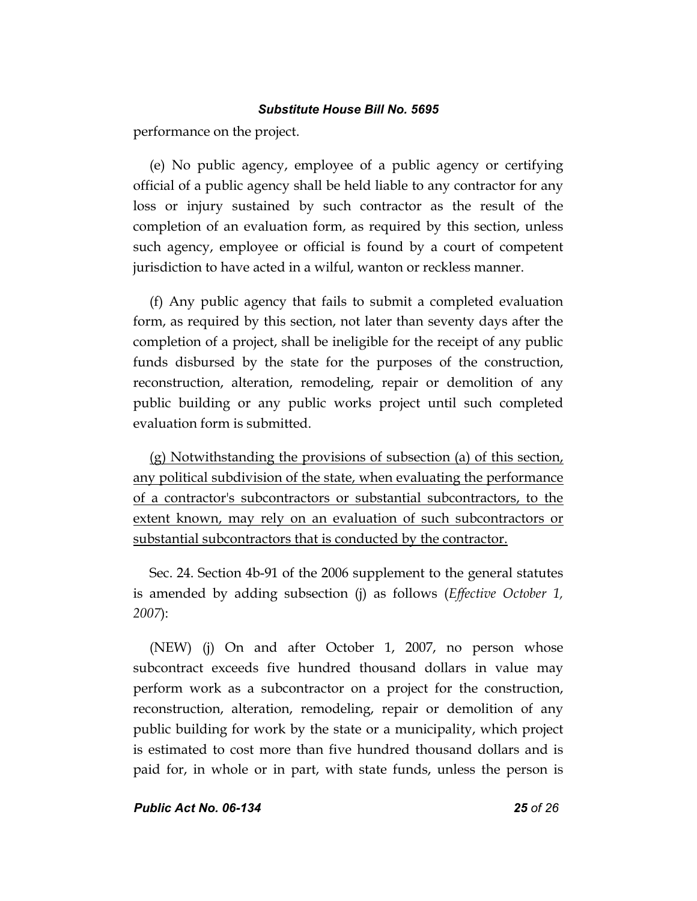performance on the project.

(e) No public agency, employee of a public agency or certifying official of a public agency shall be held liable to any contractor for any loss or injury sustained by such contractor as the result of the completion of an evaluation form, as required by this section, unless such agency, employee or official is found by a court of competent jurisdiction to have acted in a wilful, wanton or reckless manner.

(f) Any public agency that fails to submit a completed evaluation form, as required by this section, not later than seventy days after the completion of a project, shall be ineligible for the receipt of any public funds disbursed by the state for the purposes of the construction, reconstruction, alteration, remodeling, repair or demolition of any public building or any public works project until such completed evaluation form is submitted.

<u>(g) Notwithstanding the provisions of subsection (a) of this section, any political subdivision of the state, when evaluating the performance of a contractor's subcontractors or substantial subcontractors, to the extent known, may rely on an evaluation of such subcontractors or substantial subcontractors that is conducted by the contractor.</u>

Sec. 24. Section 4b-91 of the 2006 supplement to the general statutes is amended by adding subsection (j) as follows (*Effective October 1, 2007*):

(NEW) (j) On and after October 1, 2007, no person whose subcontract exceeds five hundred thousand dollars in value may perform work as a subcontractor on a project for the construction, reconstruction, alteration, remodeling, repair or demolition of any public building for work by the state or a municipality, which project is estimated to cost more than five hundred thousand dollars and is paid for, in whole or in part, with state funds, unless the person is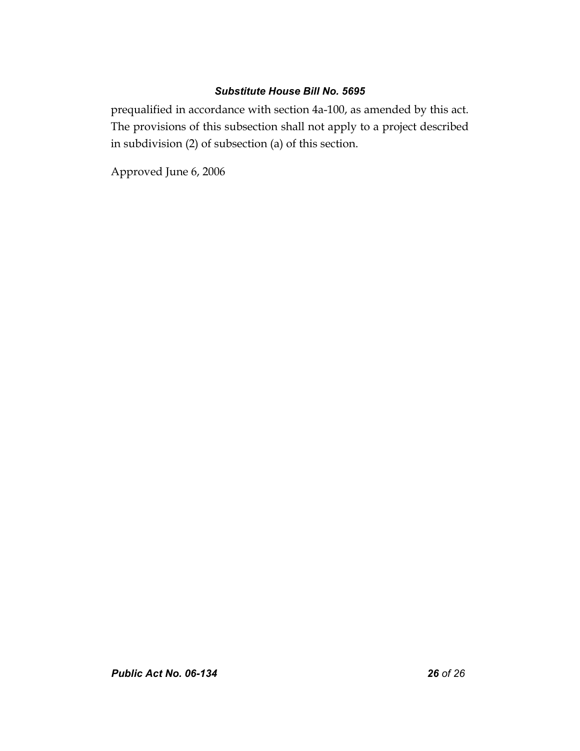prequalified in accordance with section 4a-100, as amended by this act. The provisions of this subsection shall not apply to a project described in subdivision (2) of subsection (a) of this section.

Approved June 6, 2006